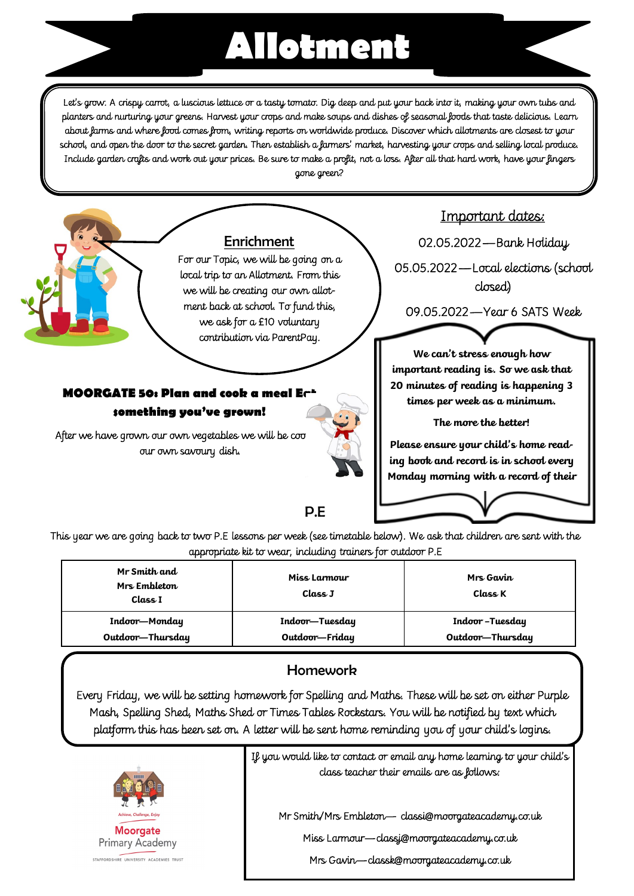# Allotment

Let's grow. A crispy carrot, a luscious lettuce or a tasty tomato. Dig deep and put your back into it, making your own tubs and planters and nurturing your greens. Harvest your crops and make soups and dishes of seasonal foods that taste delicious. Learn about farms and where food comes from, writing reports on worldwide produce. Discover which allotments are closest to your school, and open the door to the secret garden. Then establish a farmers' market, harvesting your crops and selling local produce. Include garden crafts and work out your prices. Be sure to make a profit, not a loss. After all that hard work, have your fingers gone green?

## Enrichment

For our Topic, we will be going on a local trip to an Allotment. From this we will be creating our own allotment back at school. To fund this, we ask for a £10 voluntary contribution via ParentPay.

### MOORGATE 50: Plan and cook a meal Eat something you've grown!

After we have grown our own vegetables we will be coo our own savoury dish.

## Important dates:

02.05.2022—Bank Holiday

05.05.2022—Local elections (school closed)

09.05.2022—Year 6 SATS Week

**We can't stress enough how important reading is. So we ask that 20 minutes of reading is happening 3 times per week as a minimum.**

**The more the better!**

**Please ensure your child's home reading book and record is in school every Monday morning with a record of their**

## P.E

This year we are going back to two P.E lessons per week (see timetable below). We ask that children are sent with the appropriate kit to wear, including trainers for outdoor P.E

| Mr Smith and Mrs Embleton Class I | Miss Larmour Class J | Mrs Gavin Class K |
|---|---|---|
| Indoor—Monday Outdoor—Thursday | Indoor—Tuesday Outdoor—Friday | Indoor –Tuesday Outdoor—Thursday |

## Homework

Every Friday, we will be setting homework for Spelling and Maths. These will be set on either Purple Mash, Spelling Shed, Maths Shed or Times Tables Rockstars. You will be notified by text which platform this has been set on. A letter will be sent home reminding you of your child's logins.

Achieve, Challenge, Enjoy

Moorgate Primary Academy

STAFFORDSHIRE UNIVERSITY ACADEMIES TRUST

If you would like to contact or email any home learning to your child's class teacher their emails are as follows:

Mr Smith/Mrs Embleton— classi@moorgateacademy.co.uk

Miss Larmour—classj@moorgateacademy.co.uk

Mrs Gavin—classk@moorgateacademy.co.uk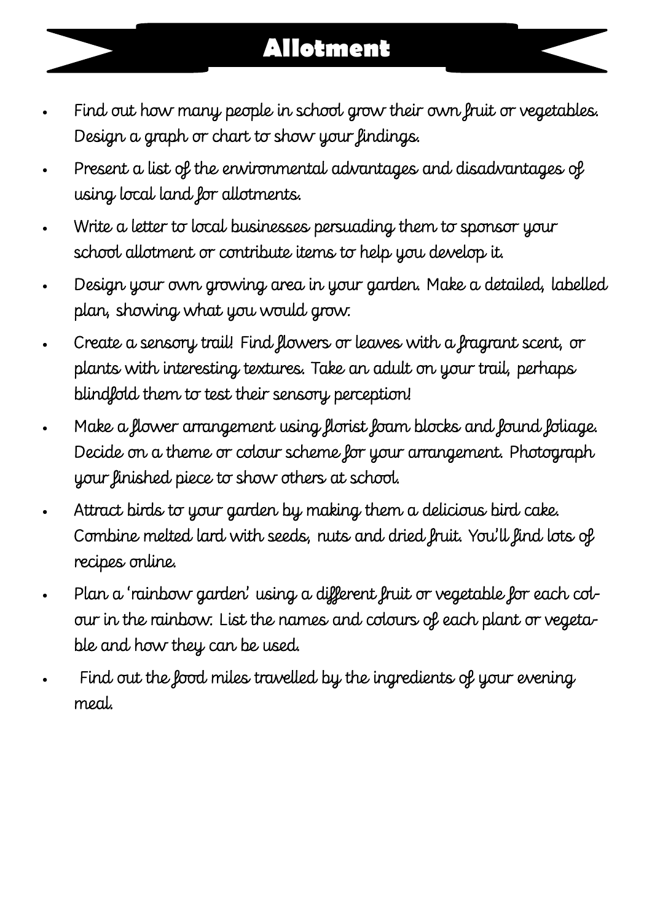# Allotment

- Find out how many people in school grow their own fruit or vegetables. Design a graph or chart to show your findings.
- Present a list of the environmental advantages and disadvantages of using local land for allotments.
- Write a letter to local businesses persuading them to sponsor your school allotment or contribute items to help you develop it.
- Design your own growing area in your garden. Make a detailed, labelled plan, showing what you would grow.
- Create a sensory trail! Find flowers or leaves with a fragrant scent, or plants with interesting textures. Take an adult on your trail, perhaps blindfold them to test their sensory perception!
- Make a flower arrangement using florist foam blocks and found foliage. Decide on a theme or colour scheme for your arrangement. Photograph your finished piece to show others at school.
- Attract birds to your garden by making them a delicious bird cake. Combine melted lard with seeds, nuts and dried fruit. You'll find lots of recipes online.
- Plan a 'rainbow garden' using a different fruit or vegetable for each colour in the rainbow. List the names and colours of each plant or vegetable and how they can be used.
- Find out the food miles travelled by the ingredients of your evening meal.